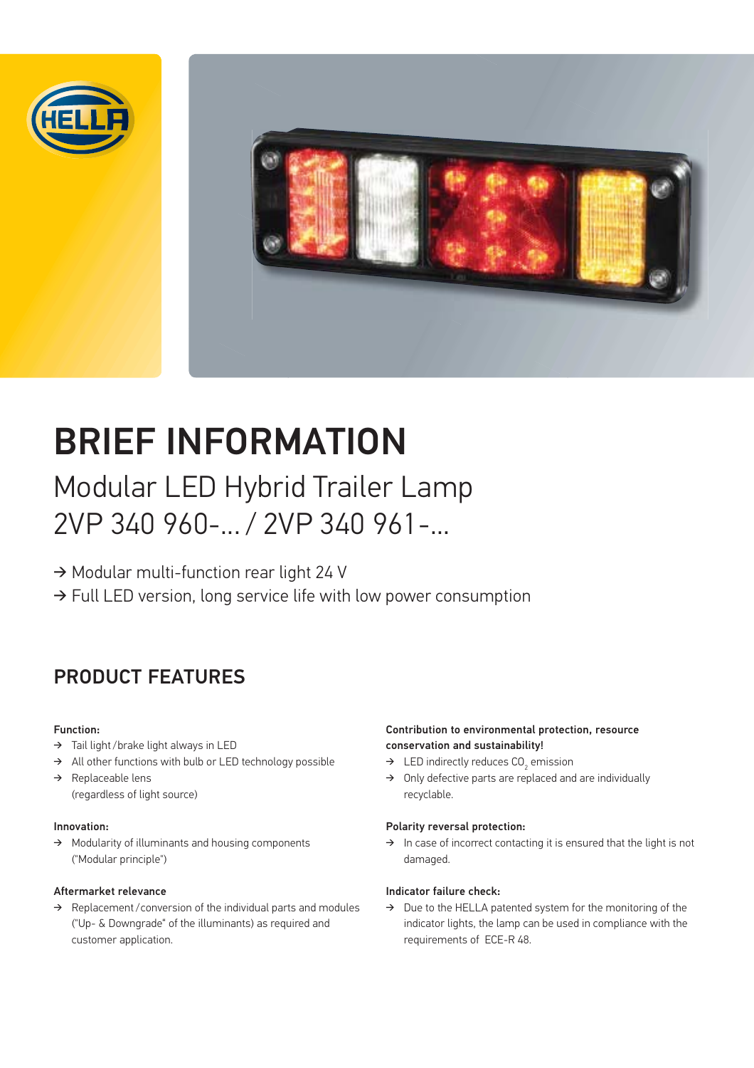# BRIEF INFORMATION

## Modular LED Hybrid Trailer Lamp
## 2VP 340 960-... / 2VP 340 961-...

→ Modular multi-function rear light 24 V
→ Full LED version, long service life with low power consumption

## PRODUCT FEATURES

**Function:**

- → Tail light / brake light always in LED
- → All other functions with bulb or LED technology possible
- → Replaceable lens (regardless of light source)

**Innovation:**

- → Modularity of illuminants and housing components ("Modular principle")

**Aftermarket relevance**

- → Replacement / conversion of the individual parts and modules ("Up- & Downgrade" of the illuminants) as required and customer application.

**Contribution to environmental protection, resource conservation and sustainability!**

- → LED indirectly reduces $CO_2$ emission
- → Only defective parts are replaced and are individually recyclable.

**Polarity reversal protection:**

- → In case of incorrect contacting it is ensured that the light is not damaged.

**Indicator failure check:**

- → Due to the HELLA patented system for the monitoring of the indicator lights, the lamp can be used in compliance with the requirements of ECE-R 48.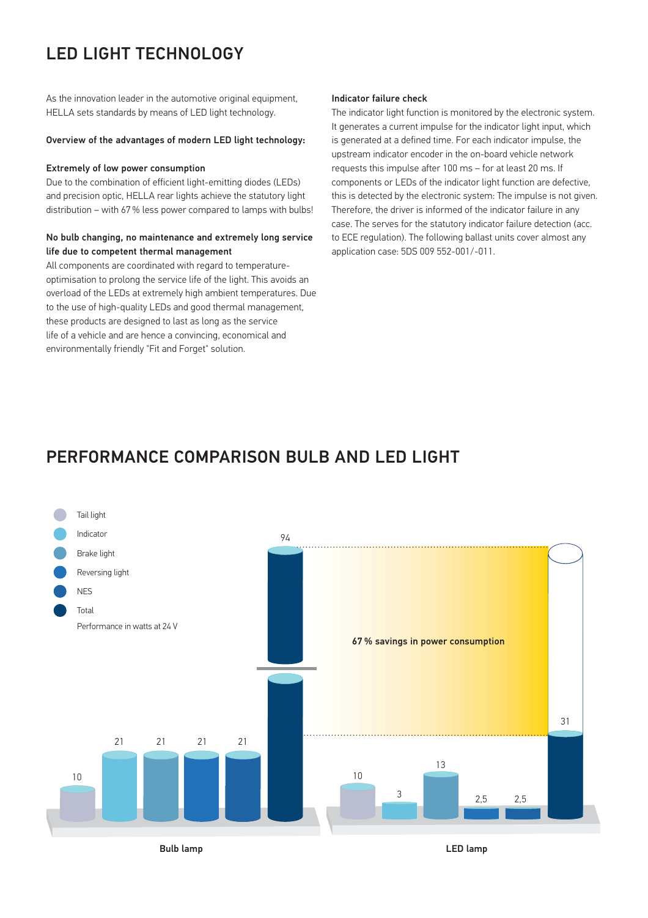# LED LIGHT TECHNOLOGY

As the innovation leader in the automotive original equipment, HELLA sets standards by means of LED light technology.

**Overview of the advantages of modern LED light technology:**

**Extremely of low power consumption**

Due to the combination of efficient light-emitting diodes (LEDs) and precision optic, HELLA rear lights achieve the statutory light distribution – with 67 % less power compared to lamps with bulbs!

**No bulb changing, no maintenance and extremely long service life due to competent thermal management**

All components are coordinated with regard to temperature-optimisation to prolong the service life of the light. This avoids an overload of the LEDs at extremely high ambient temperatures. Due to the use of high-quality LEDs and good thermal management, these products are designed to last as long as the service life of a vehicle and are hence a convincing, economical and environmentally friendly "Fit and Forget" solution.

**Indicator failure check**

The indicator light function is monitored by the electronic system. It generates a current impulse for the indicator light input, which is generated at a defined time. For each indicator impulse, the upstream indicator encoder in the on-board vehicle network requests this impulse after 100 ms – for at least 20 ms. If components or LEDs of the indicator light function are defective, this is detected by the electronic system: The impulse is not given. Therefore, the driver is informed of the indicator failure in any case. The serves for the statutory indicator failure detection (acc. to ECE regulation). The following ballast units cover almost any application case: 5DS 009 552-001/-011.

# PERFORMANCE COMPARISON BULB AND LED LIGHT

Performance in watts at 24 V

| | Tail light | Indicator | Brake light | Reversing light | NES | Total |
|---|---|---|---|---|---|---|
| Bulb lamp | 10 | 21 | 21 | 21 | 21 | 94 |
| LED lamp | 10 | 3 | 13 | 2,5 | 2,5 | 31 |

67 % savings in power consumption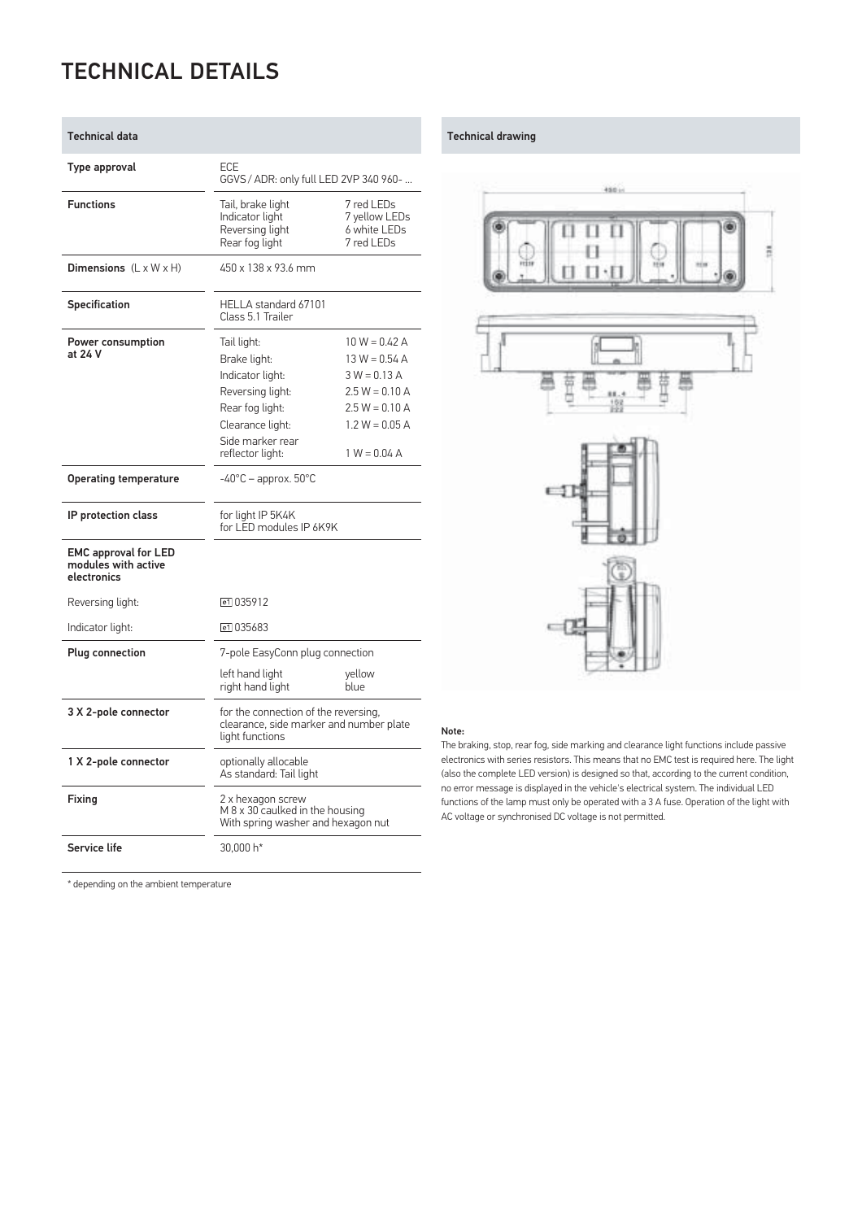# TECHNICAL DETAILS

## Technical data

| | | |
|---|---|---|
| **Type approval** | ECE<br>GGVS / ADR: only full LED 2VP 340 960- ... | |
| **Functions** | Tail, brake light<br>Indicator light<br>Reversing light<br>Rear fog light | 7 red LEDs<br>7 yellow LEDs<br>6 white LEDs<br>7 red LEDs |
| **Dimensions** (L x W x H) | 450 x 138 x 93.6 mm | |
| **Specification** | HELLA standard 67101<br>Class 5.1 Trailer | |
| **Power consumption at 24 V** | Tail light: | 10 W = 0.42 A |
| | Brake light: | 13 W = 0.54 A |
| | Indicator light: | 3 W = 0.13 A |
| | Reversing light: | 2.5 W = 0.10 A |
| | Rear fog light: | 2.5 W = 0.10 A |
| | Clearance light: | 1.2 W = 0.05 A |
| | Side marker rear reflector light: | 1 W = 0.04 A |
| **Operating temperature** | -40°C – approx. 50°C | |
| **IP protection class** | for light IP 5K4K<br>for LED modules IP 6K9K | |
| **EMC approval for LED modules with active electronics** | | |
| Reversing light: | e1 035912 | |
| Indicator light: | e1 035683 | |
| **Plug connection** | 7-pole EasyConn plug connection | |
| | left hand light<br>right hand light | yellow<br>blue |
| **3 X 2-pole connector** | for the connection of the reversing, clearance, side marker and number plate light functions | |
| **1 X 2-pole connector** | optionally allocable<br>As standard: Tail light | |
| **Fixing** | 2 x hexagon screw<br>M 8 x 30 caulked in the housing<br>With spring washer and hexagon nut | |
| **Service life** | 30,000 h* | |

\* depending on the ambient temperature

## Technical drawing

**Note:**
The braking, stop, rear fog, side marking and clearance light functions include passive electronics with series resistors. This means that no EMC test is required here. The light (also the complete LED version) is designed so that, according to the current condition, no error message is displayed in the vehicle's electrical system. The individual LED functions of the lamp must only be operated with a 3 A fuse. Operation of the light with AC voltage or synchronised DC voltage is not permitted.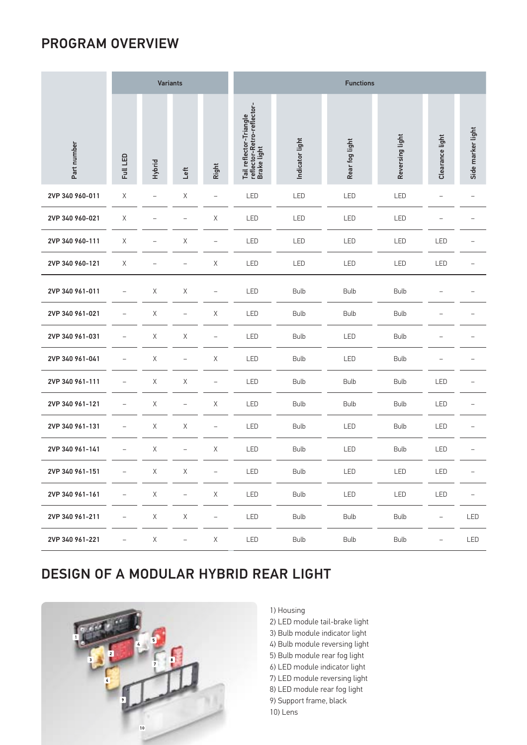## PROGRAM OVERVIEW

| Part number | Variants | | | | Functions | | | | | |
|---|---|---|---|---|---|---|---|---|---|---|
| | Full LED | Hybrid | Left | Right | Tail reflector-Triangle reflector-Retro-reflector-Brake light | Indicator light | Rear fog light | Reversing light | Clearance light | Side marker light |
| 2VP 340 960-011 | X | – | X | – | LED | LED | LED | LED | – | – |
| 2VP 340 960-021 | X | – | – | X | LED | LED | LED | LED | – | – |
| 2VP 340 960-111 | X | – | X | – | LED | LED | LED | LED | LED | – |
| 2VP 340 960-121 | X | – | – | X | LED | LED | LED | LED | LED | – |
| 2VP 340 961-011 | – | X | X | – | LED | Bulb | Bulb | Bulb | – | – |
| 2VP 340 961-021 | – | X | – | X | LED | Bulb | Bulb | Bulb | – | – |
| 2VP 340 961-031 | – | X | X | – | LED | Bulb | LED | Bulb | – | – |
| 2VP 340 961-041 | – | X | – | X | LED | Bulb | LED | Bulb | – | – |
| 2VP 340 961-111 | – | X | X | – | LED | Bulb | Bulb | Bulb | LED | – |
| 2VP 340 961-121 | – | X | – | X | LED | Bulb | Bulb | Bulb | LED | – |
| 2VP 340 961-131 | – | X | X | – | LED | Bulb | LED | Bulb | LED | – |
| 2VP 340 961-141 | – | X | – | X | LED | Bulb | LED | Bulb | LED | – |
| 2VP 340 961-151 | – | X | X | – | LED | Bulb | LED | LED | LED | – |
| 2VP 340 961-161 | – | X | – | X | LED | Bulb | LED | LED | LED | – |
| 2VP 340 961-211 | – | X | X | – | LED | Bulb | Bulb | Bulb | – | LED |
| 2VP 340 961-221 | – | X | – | X | LED | Bulb | Bulb | Bulb | – | LED |

## DESIGN OF A MODULAR HYBRID REAR LIGHT

1) Housing
2) LED module tail-brake light
3) Bulb module indicator light
4) Bulb module reversing light
5) Bulb module rear fog light
6) LED module indicator light
7) LED module reversing light
8) LED module rear fog light
9) Support frame, black
10) Lens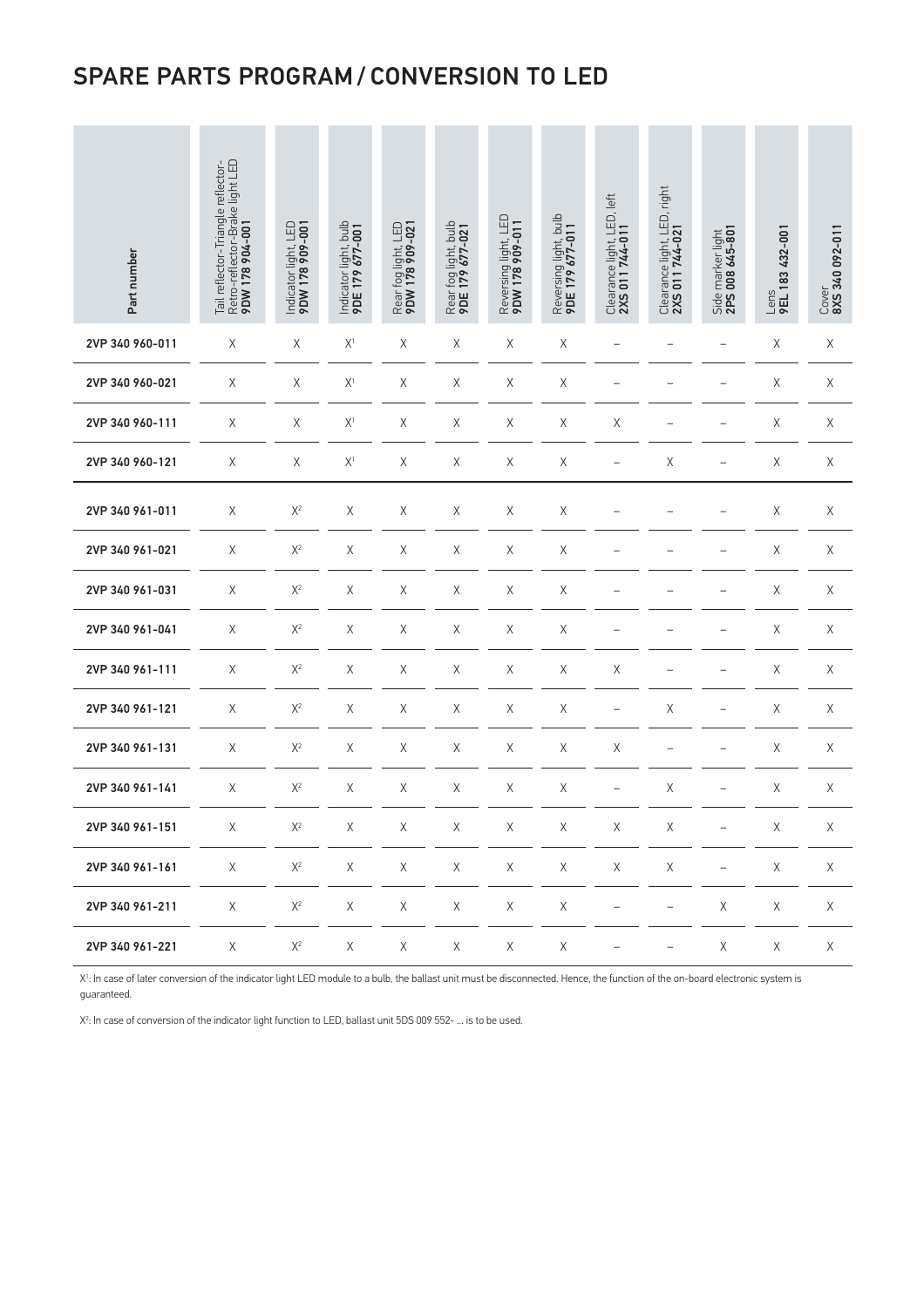# SPARE PARTS PROGRAM / CONVERSION TO LED

| Part number | Tail reflector-Triangle reflector-Retro-reflector-Brake light LED **9DW 178 904-001** | Indicator light, LED **9DW 178 909-001** | Indicator light, bulb **9DE 179 677-001** | Rear fog light, LED **9DW 178 909-021** | Rear fog light, bulb **9DE 179 677-021** | Reversing light, LED **9DW 178 909-011** | Reversing light, bulb **9DE 179 677-011** | Clearance light, LED, left **2XS 011 744-011** | Clearance light, LED, right **2XS 011 744-021** | Side marker light **2PS 008 645-801** | Lens **9EL 183 432-001** | Cover **8XS 340 092-011** |
|---|---|---|---|---|---|---|---|---|---|---|---|---|
| **2VP 340 960-011** | X | X | X[1] | X | X | X | X | – | – | – | X | X |
| **2VP 340 960-021** | X | X | X[1] | X | X | X | X | – | – | – | X | X |
| **2VP 340 960-111** | X | X | X[1] | X | X | X | X | X | – | – | X | X |
| **2VP 340 960-121** | X | X | X[1] | X | X | X | X | – | X | – | X | X |
| **2VP 340 961-011** | X | X[2] | X | X | X | X | X | – | – | – | X | X |
| **2VP 340 961-021** | X | X[2] | X | X | X | X | X | – | – | – | X | X |
| **2VP 340 961-031** | X | X[2] | X | X | X | X | X | – | – | – | X | X |
| **2VP 340 961-041** | X | X[2] | X | X | X | X | X | – | – | – | X | X |
| **2VP 340 961-111** | X | X[2] | X | X | X | X | X | X | – | – | X | X |
| **2VP 340 961-121** | X | X[2] | X | X | X | X | X | – | X | – | X | X |
| **2VP 340 961-131** | X | X[2] | X | X | X | X | X | X | – | – | X | X |
| **2VP 340 961-141** | X | X[2] | X | X | X | X | X | – | X | – | X | X |
| **2VP 340 961-151** | X | X[2] | X | X | X | X | X | X | X | – | X | X |
| **2VP 340 961-161** | X | X[2] | X | X | X | X | X | X | X | – | X | X |
| **2VP 340 961-211** | X | X[2] | X | X | X | X | X | – | – | X | X | X |
| **2VP 340 961-221** | X | X[2] | X | X | X | X | X | – | – | X | X | X |

X[1]: In case of later conversion of the indicator light LED module to a bulb, the ballast unit must be disconnected. Hence, the function of the on-board electronic system is guaranteed.

X[2]: In case of conversion of the indicator light function to LED, ballast unit 5DS 009 552- ... is to be used.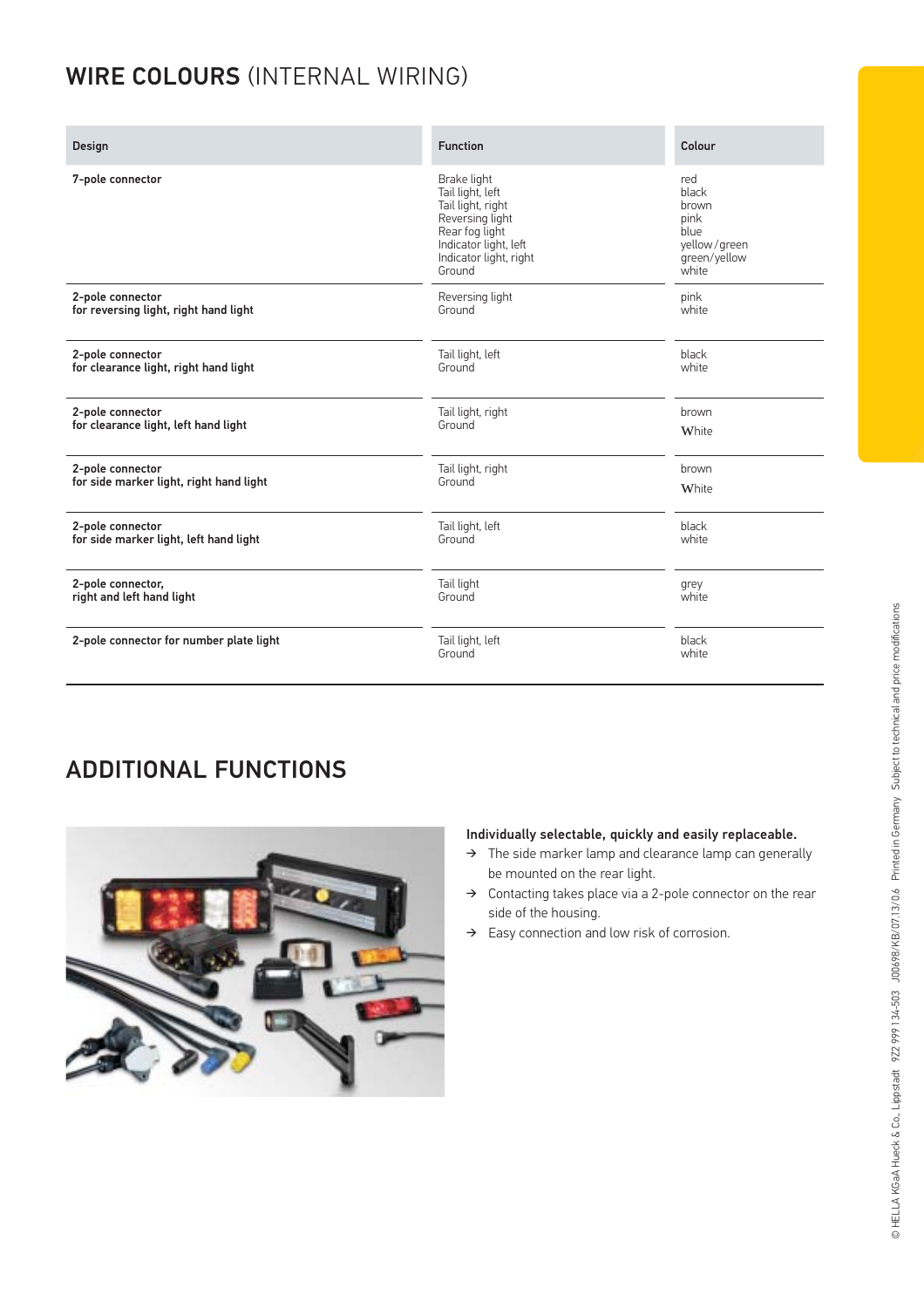## WIRE COLOURS (INTERNAL WIRING)

| Design | Function | Colour |
|---|---|---|
| **7-pole connector** | Brake light<br>Tail light, left<br>Tail light, right<br>Reversing light<br>Rear fog light<br>Indicator light, left<br>Indicator light, right<br>Ground | red<br>black<br>brown<br>pink<br>blue<br>yellow/green<br>green/yellow<br>white |
| **2-pole connector for reversing light, right hand light** | Reversing light<br>Ground | pink<br>white |
| **2-pole connector for clearance light, right hand light** | Tail light, left<br>Ground | black<br>white |
| **2-pole connector for clearance light, left hand light** | Tail light, right<br>Ground | brown<br>White |
| **2-pole connector for side marker light, right hand light** | Tail light, right<br>Ground | brown<br>White |
| **2-pole connector for side marker light, left hand light** | Tail light, left<br>Ground | black<br>white |
| **2-pole connector, right and left hand light** | Tail light<br>Ground | grey<br>white |
| **2-pole connector for number plate light** | Tail light, left<br>Ground | black<br>white |

## ADDITIONAL FUNCTIONS

**Individually selectable, quickly and easily replaceable.**

- → The side marker lamp and clearance lamp can generally be mounted on the rear light.
- → Contacting takes place via a 2-pole connector on the rear side of the housing.
- → Easy connection and low risk of corrosion.

© HELLA KGaA Hueck & Co., Lippstadt 9Z2 999 134-503 J00698/KB/07.13/0.6 Printed in Germany Subject to technical and price modifications